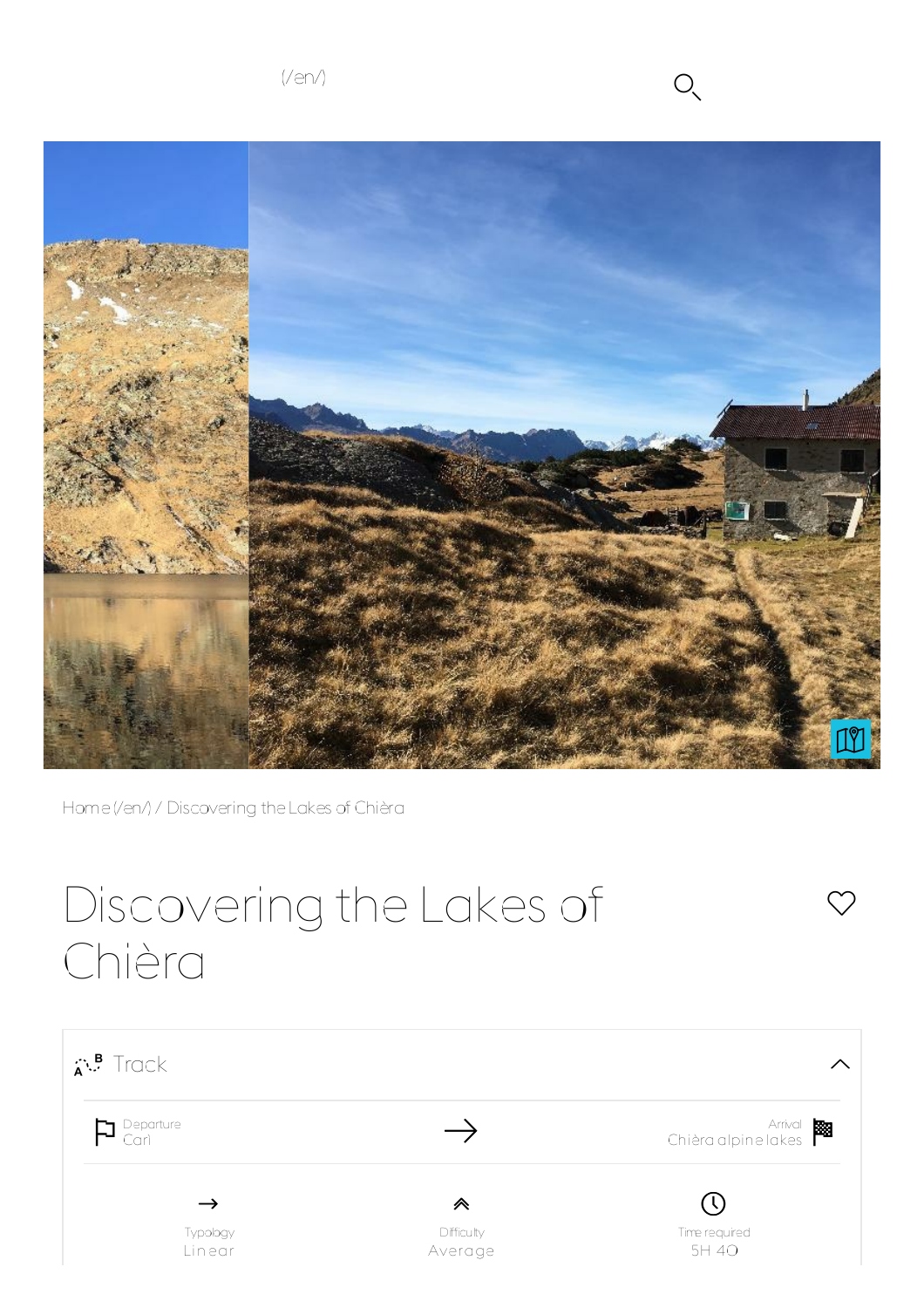(/en/)

Home (/en/) / Discovering the Lakes of Chièra

# Discovering the Lakes of Chièra

## Track

Departure
Carì

Arrival
Chièra alpine lakes

| Typology | Difficulty | Time required |
|---|---|---|
| Linear | Average | 5H 40 |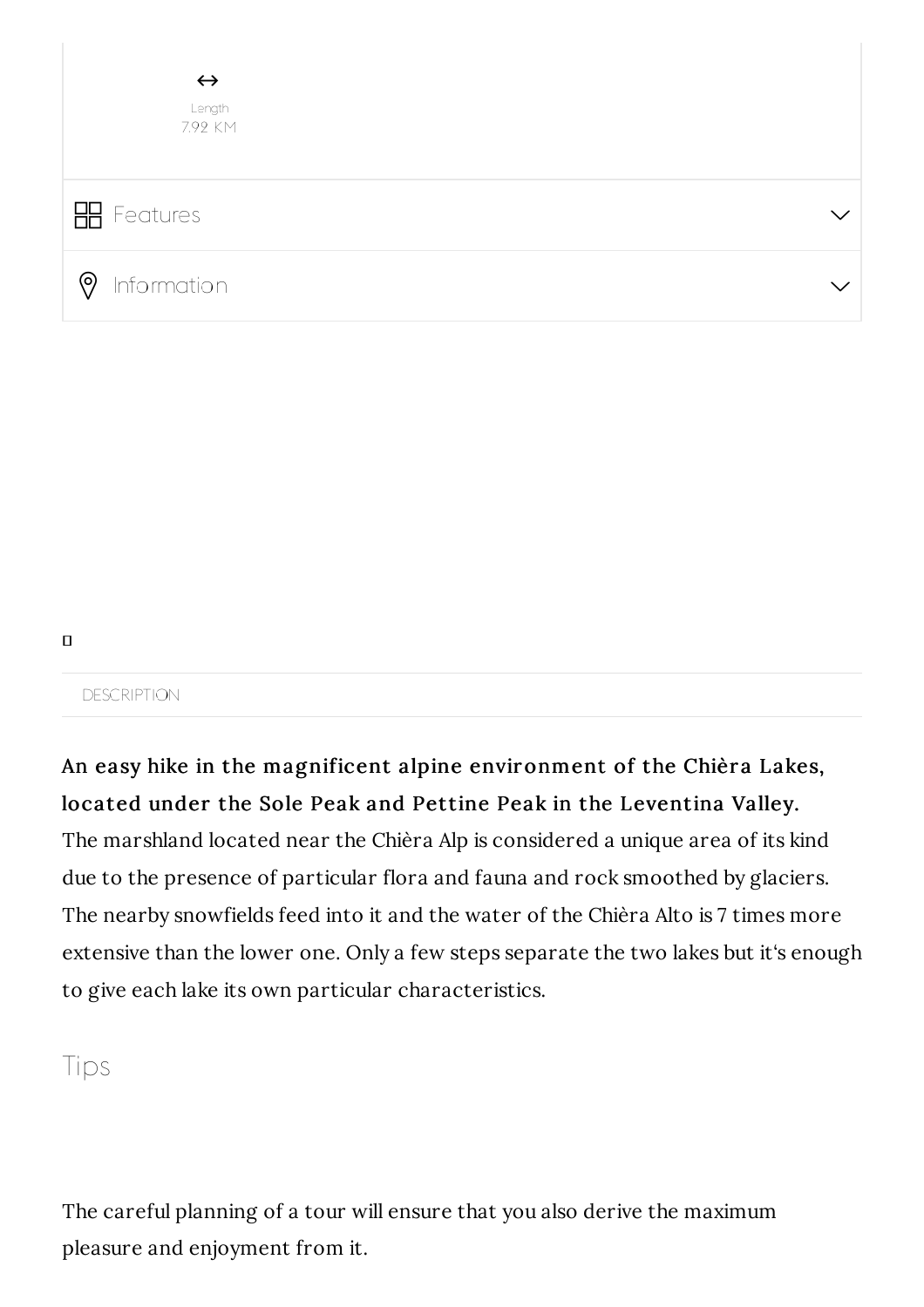↔

Length
7.92 KM

Features

Information

DESCRIPTION

**An easy hike in the magnificent alpine environment of the Chièra Lakes, located under the Sole Peak and Pettine Peak in the Leventina Valley.**
The marshland located near the Chièra Alp is considered a unique area of its kind due to the presence of particular flora and fauna and rock smoothed by glaciers. The nearby snowfields feed into it and the water of the Chièra Alto is 7 times more extensive than the lower one. Only a few steps separate the two lakes but it's enough to give each lake its own particular characteristics.

## Tips

The careful planning of a tour will ensure that you also derive the maximum pleasure and enjoyment from it.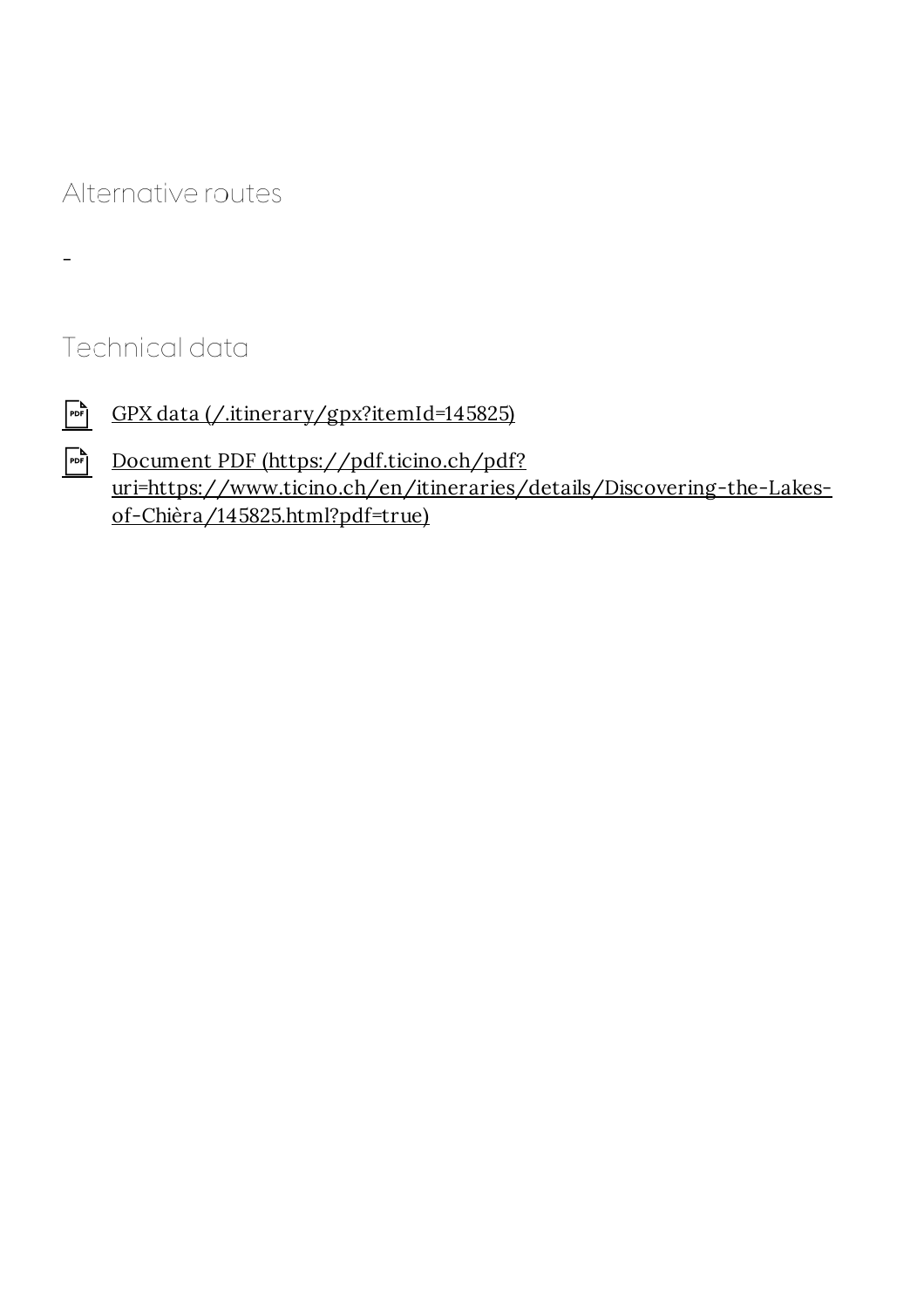## Alternative routes

-

## Technical data

- GPX data (/.itinerary/gpx?itemId=145825)
- Document PDF (https://pdf.ticino.ch/pdf?uri=https://www.ticino.ch/en/itineraries/details/Discovering-the-Lakes-of-Chièra/145825.html?pdf=true)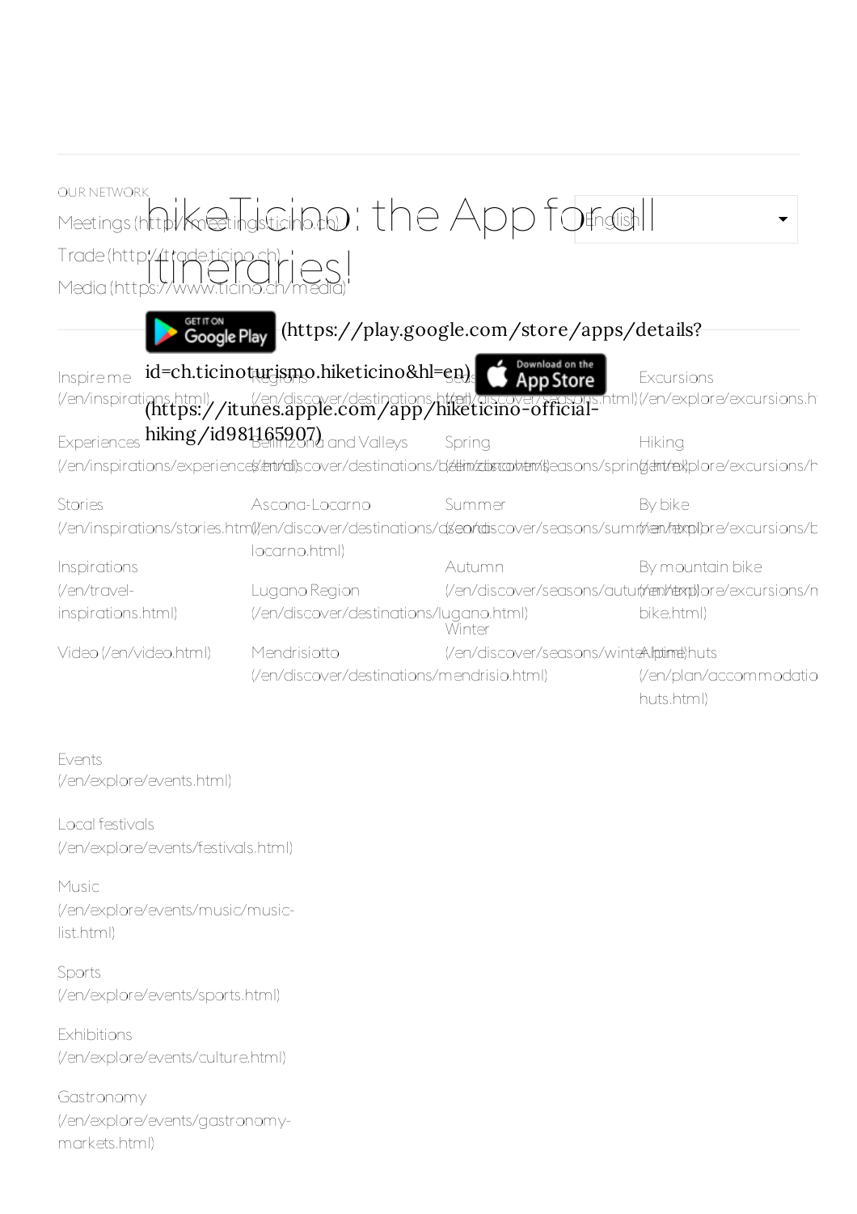# hikeTicino: the App for all itinerdries!

Google Play (https://play.google.com/store/apps/details?id=ch.ticinoturismo.hiketicino&hl=en) App Store (https://itunes.apple.com/app/hiketicino-official-hiking/id981165907)

English

OUR NETWORK

Meetings (http://meetings.ticino.ch)

Trade (http://trade.ticino.ch)

Media (https://www.ticino.ch/media)

Inspire me (/en/inspirations.html)

Experiences (/en/inspirations/experiences.html)

Stories (/en/inspirations/stories.html)

Inspirations (/en/travel-inspirations.html)

Video (/en/video.html)

Regions (/en/discover/destinations.html)

Bellinzona and Valleys (/en/discover/destinations/bellinzona.html)

Ascona-Locarno (/en/discover/destinations/ascona-locarno.html)

Lugano Region (/en/discover/destinations/lugano.html)

Mendrisiotto (/en/discover/destinations/mendrisio.html)

Seasons (/en/discover/seasons.html)

Spring (/en/discover/seasons/spring.html)

Summer (/en/discover/seasons/summer.html)

Autumn (/en/discover/seasons/autumn.html)

Winter (/en/discover/seasons/winter.html)

Excursions (/en/explore/excursions.html)

Hiking (/en/explore/excursions/h...

By bike (/en/explore/excursions/b...

By mountain bike (/en/explore/excursions/mountain-bike.html)

Alpine huts (/en/plan/accommodation/huts.html)

Events (/en/explore/events.html)

Local festivals (/en/explore/events/festivals.html)

Music (/en/explore/events/music/music-list.html)

Sports (/en/explore/events/sports.html)

Exhibitions (/en/explore/events/culture.html)

Gastronomy (/en/explore/events/gastronomy-markets.html)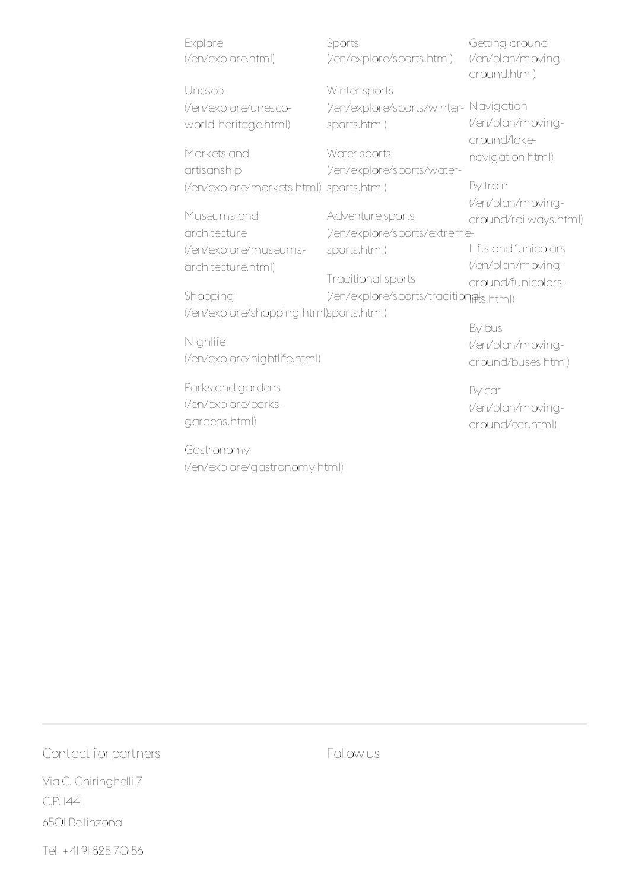Explore (/en/explore.html)

Unesco (/en/explore/unesco-world-heritage.html)

Markets and artisanship (/en/explore/markets.html)

Museums and architecture (/en/explore/museums-architecture.html)

Shopping (/en/explore/shopping.html)

Nighlife (/en/explore/nightlife.html)

Parks and gardens (/en/explore/parks-gardens.html)

Gastronomy (/en/explore/gastronomy.html)

Sports (/en/explore/sports.html)

Winter sports (/en/explore/sports/winter-sports.html)

Water sports (/en/explore/sports/water-sports.html)

Adventure sports (/en/explore/sports/extreme-sports.html)

Traditional sports (/en/explore/sports/traditional-sports.html)

Getting around (/en/plan/moving-around.html)

Navigation (/en/plan/moving-around/lake-navigation.html)

By train (/en/plan/moving-around/railways.html)

Lifts and funicolars (/en/plan/moving-around/funicolars-lifts.html)

By bus (/en/plan/moving-around/buses.html)

By car (/en/plan/moving-around/car.html)

Contact for partners

Via C. Ghiringhelli 7

C.P. 1441

6501 Bellinzona

Tel. +41 91 825 70 56

Follow us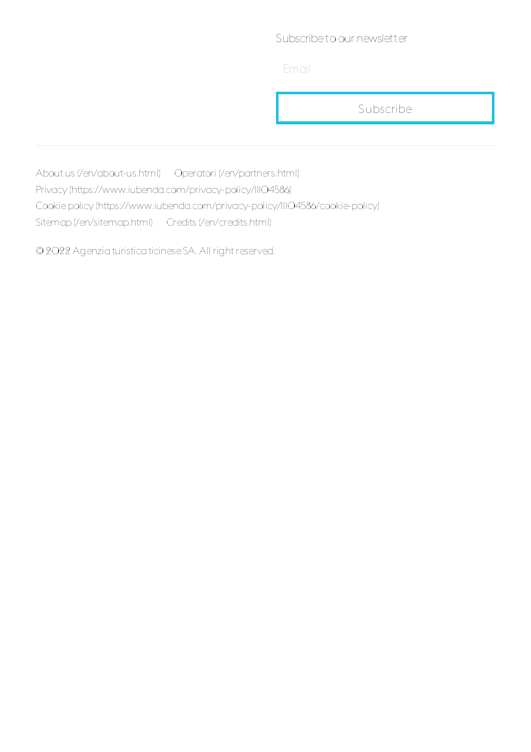Subscribe to our newsletter

Email

Subscribe

About us (/en/about-us.html) Operatori (/en/partners.html)
Privacy (https://www.iubenda.com/privacy-policy/11104586)
Cookie policy (https://www.iubenda.com/privacy-policy/11104586/cookie-policy)
Sitemap (/en/sitemap.html) Credits (/en/credits.html)

© 2022 Agenzia turistica ticinese SA. All right reserved.